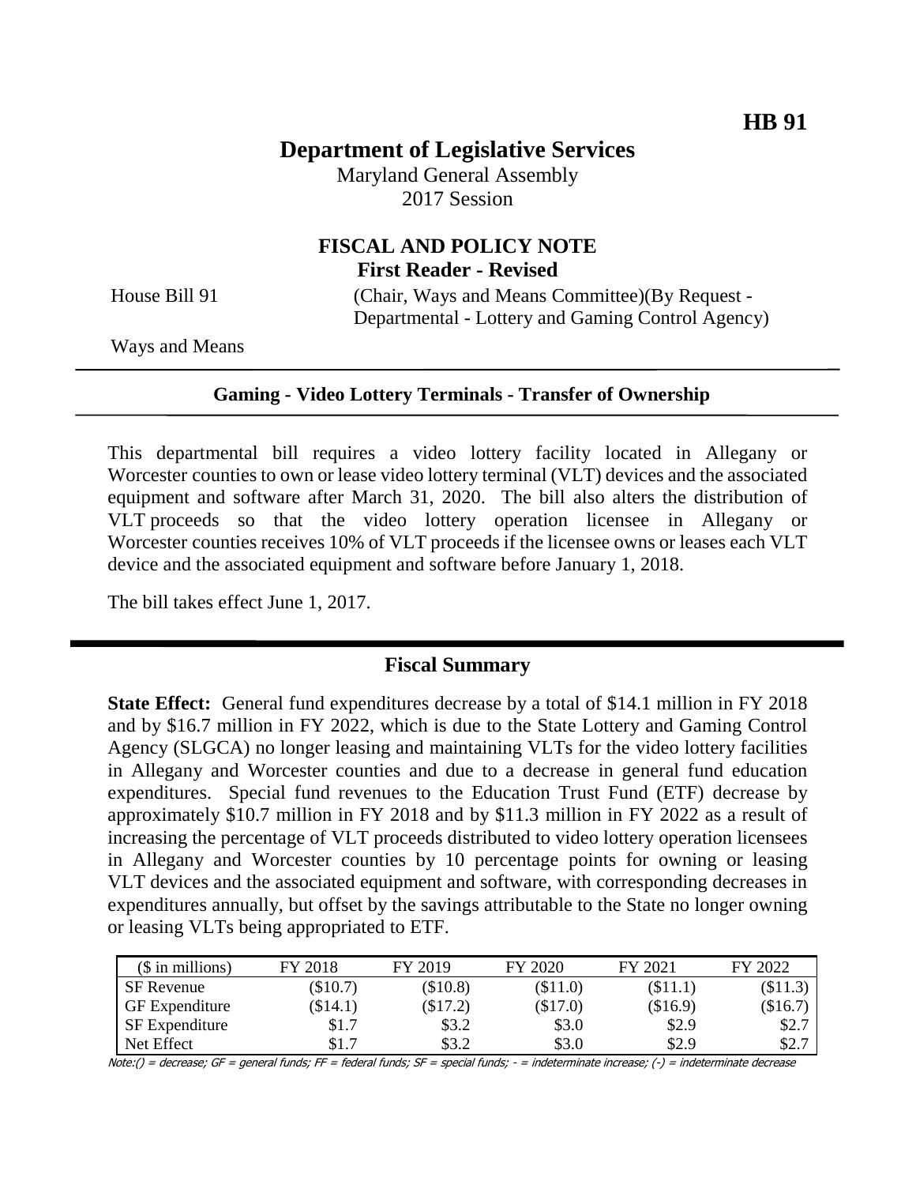**HB 91**

# Department of Legislative Services

Maryland General Assembly
2017 Session

## FISCAL AND POLICY NOTE
**First Reader - Revised**

House Bill 91 (Chair, Ways and Means Committee)(By Request - Departmental - Lottery and Gaming Control Agency)

Ways and Means

---

**Gaming - Video Lottery Terminals - Transfer of Ownership**

---

This departmental bill requires a video lottery facility located in Allegany or Worcester counties to own or lease video lottery terminal (VLT) devices and the associated equipment and software after March 31, 2020. The bill also alters the distribution of VLT proceeds so that the video lottery operation licensee in Allegany or Worcester counties receives 10% of VLT proceeds if the licensee owns or leases each VLT device and the associated equipment and software before January 1, 2018.

The bill takes effect June 1, 2017.

---

## Fiscal Summary

**State Effect:** General fund expenditures decrease by a total of $14.1 million in FY 2018 and by $16.7 million in FY 2022, which is due to the State Lottery and Gaming Control Agency (SLGCA) no longer leasing and maintaining VLTs for the video lottery facilities in Allegany and Worcester counties and due to a decrease in general fund education expenditures. Special fund revenues to the Education Trust Fund (ETF) decrease by approximately $10.7 million in FY 2018 and by $11.3 million in FY 2022 as a result of increasing the percentage of VLT proceeds distributed to video lottery operation licensees in Allegany and Worcester counties by 10 percentage points for owning or leasing VLT devices and the associated equipment and software, with corresponding decreases in expenditures annually, but offset by the savings attributable to the State no longer owning or leasing VLTs being appropriated to ETF.

| ($ in millions) | FY 2018 | FY 2019 | FY 2020 | FY 2021 | FY 2022 |
|---|---|---|---|---|---|
| SF Revenue | ($10.7) | ($10.8) | ($11.0) | ($11.1) | ($11.3) |
| GF Expenditure | ($14.1) | ($17.2) | ($17.0) | ($16.9) | ($16.7) |
| SF Expenditure | $1.7 | $3.2 | $3.0 | $2.9 | $2.7 |
| Net Effect | $1.7 | $3.2 | $3.0 | $2.9 | $2.7 |

Note:() = decrease; GF = general funds; FF = federal funds; SF = special funds; - = indeterminate increase; (-) = indeterminate decrease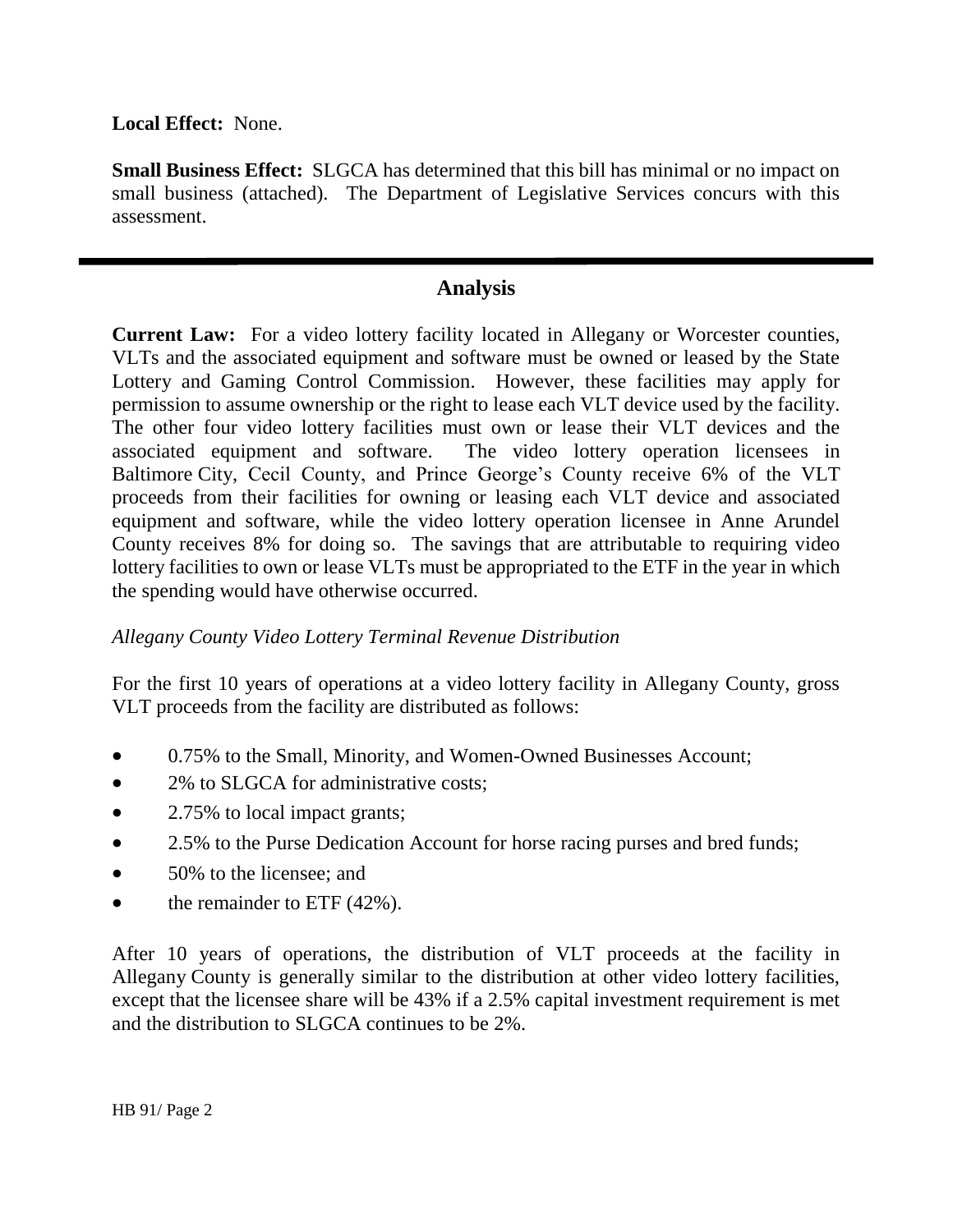**Local Effect:** None.

**Small Business Effect:** SLGCA has determined that this bill has minimal or no impact on small business (attached). The Department of Legislative Services concurs with this assessment.

---

## Analysis

**Current Law:** For a video lottery facility located in Allegany or Worcester counties, VLTs and the associated equipment and software must be owned or leased by the State Lottery and Gaming Control Commission. However, these facilities may apply for permission to assume ownership or the right to lease each VLT device used by the facility. The other four video lottery facilities must own or lease their VLT devices and the associated equipment and software. The video lottery operation licensees in Baltimore City, Cecil County, and Prince George's County receive 6% of the VLT proceeds from their facilities for owning or leasing each VLT device and associated equipment and software, while the video lottery operation licensee in Anne Arundel County receives 8% for doing so. The savings that are attributable to requiring video lottery facilities to own or lease VLTs must be appropriated to the ETF in the year in which the spending would have otherwise occurred.

*Allegany County Video Lottery Terminal Revenue Distribution*

For the first 10 years of operations at a video lottery facility in Allegany County, gross VLT proceeds from the facility are distributed as follows:

- 0.75% to the Small, Minority, and Women-Owned Businesses Account;
- 2% to SLGCA for administrative costs;
- 2.75% to local impact grants;
- 2.5% to the Purse Dedication Account for horse racing purses and bred funds;
- 50% to the licensee; and
- the remainder to ETF (42%).

After 10 years of operations, the distribution of VLT proceeds at the facility in Allegany County is generally similar to the distribution at other video lottery facilities, except that the licensee share will be 43% if a 2.5% capital investment requirement is met and the distribution to SLGCA continues to be 2%.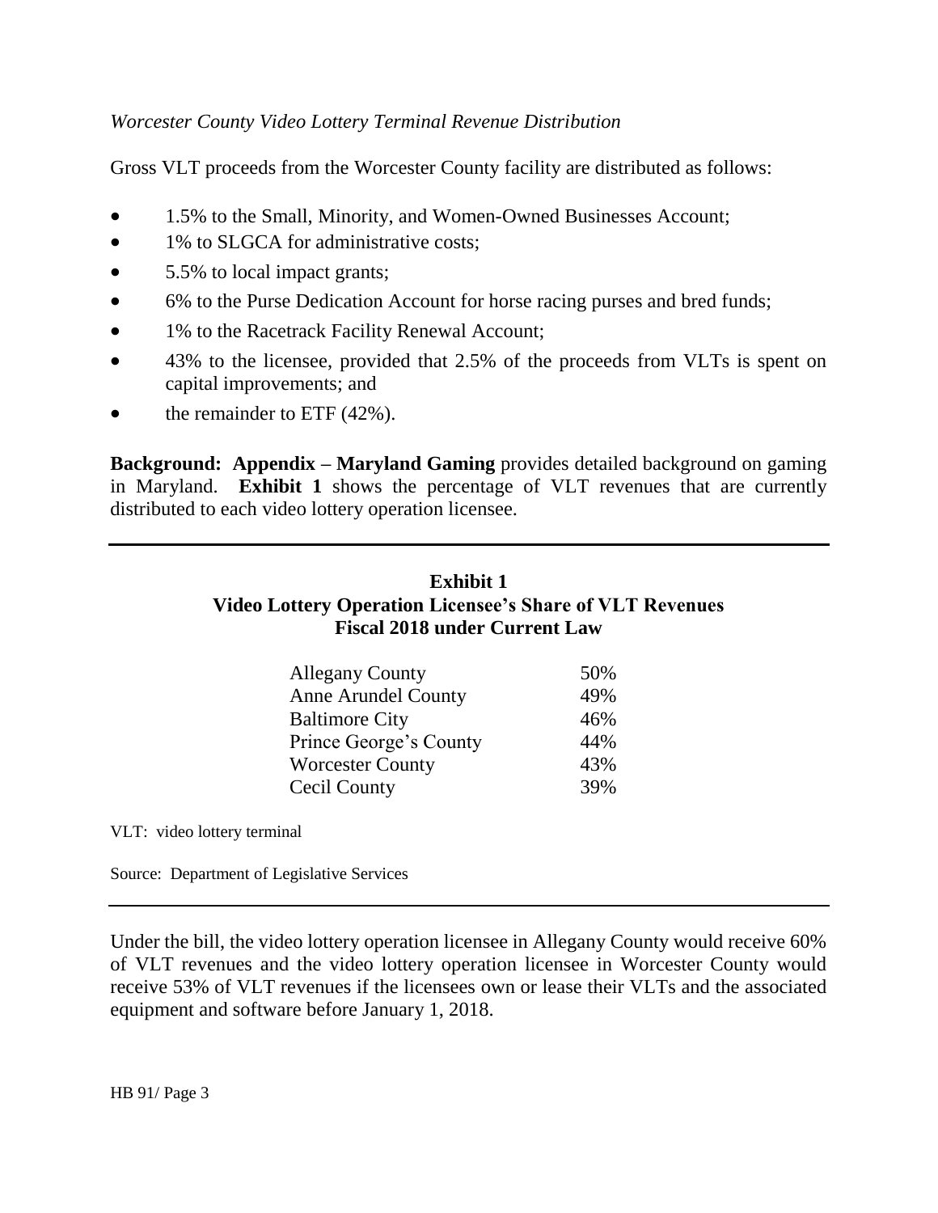*Worcester County Video Lottery Terminal Revenue Distribution*

Gross VLT proceeds from the Worcester County facility are distributed as follows:

- 1.5% to the Small, Minority, and Women-Owned Businesses Account;
- 1% to SLGCA for administrative costs;
- 5.5% to local impact grants;
- 6% to the Purse Dedication Account for horse racing purses and bred funds;
- 1% to the Racetrack Facility Renewal Account;
- 43% to the licensee, provided that 2.5% of the proceeds from VLTs is spent on capital improvements; and
- the remainder to ETF (42%).

**Background: Appendix – Maryland Gaming** provides detailed background on gaming in Maryland. **Exhibit 1** shows the percentage of VLT revenues that are currently distributed to each video lottery operation licensee.

**Exhibit 1**
**Video Lottery Operation Licensee's Share of VLT Revenues**
**Fiscal 2018 under Current Law**

| | |
|---|---|
| Allegany County | 50% |
| Anne Arundel County | 49% |
| Baltimore City | 46% |
| Prince George's County | 44% |
| Worcester County | 43% |
| Cecil County | 39% |

VLT: video lottery terminal

Source: Department of Legislative Services

Under the bill, the video lottery operation licensee in Allegany County would receive 60% of VLT revenues and the video lottery operation licensee in Worcester County would receive 53% of VLT revenues if the licensees own or lease their VLTs and the associated equipment and software before January 1, 2018.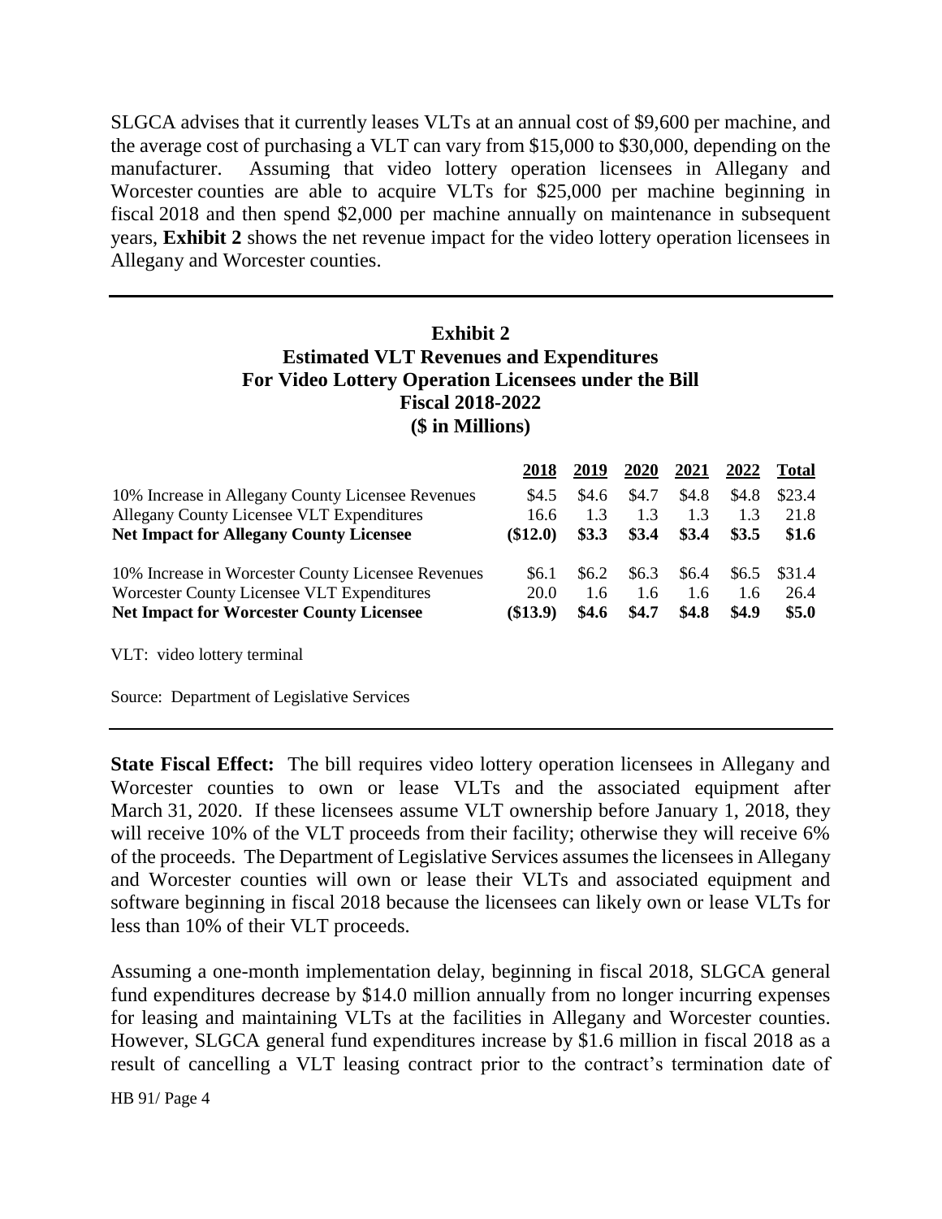SLGCA advises that it currently leases VLTs at an annual cost of $9,600 per machine, and the average cost of purchasing a VLT can vary from $15,000 to $30,000, depending on the manufacturer. Assuming that video lottery operation licensees in Allegany and Worcester counties are able to acquire VLTs for $25,000 per machine beginning in fiscal 2018 and then spend $2,000 per machine annually on maintenance in subsequent years, **Exhibit 2** shows the net revenue impact for the video lottery operation licensees in Allegany and Worcester counties.

**Exhibit 2**
**Estimated VLT Revenues and Expenditures**
**For Video Lottery Operation Licensees under the Bill**
**Fiscal 2018-2022**
**($ in Millions)**

| | 2018 | 2019 | 2020 | 2021 | 2022 | Total |
|---|---|---|---|---|---|---|
| 10% Increase in Allegany County Licensee Revenues | $4.5 | $4.6 | $4.7 | $4.8 | $4.8 | $23.4 |
| Allegany County Licensee VLT Expenditures | 16.6 | 1.3 | 1.3 | 1.3 | 1.3 | 21.8 |
| **Net Impact for Allegany County Licensee** | **($12.0)** | **$3.3** | **$3.4** | **$3.4** | **$3.5** | **$1.6** |
| 10% Increase in Worcester County Licensee Revenues | $6.1 | $6.2 | $6.3 | $6.4 | $6.5 | $31.4 |
| Worcester County Licensee VLT Expenditures | 20.0 | 1.6 | 1.6 | 1.6 | 1.6 | 26.4 |
| **Net Impact for Worcester County Licensee** | **($13.9)** | **$4.6** | **$4.7** | **$4.8** | **$4.9** | **$5.0** |

VLT: video lottery terminal

Source: Department of Legislative Services

**State Fiscal Effect:** The bill requires video lottery operation licensees in Allegany and Worcester counties to own or lease VLTs and the associated equipment after March 31, 2020. If these licensees assume VLT ownership before January 1, 2018, they will receive 10% of the VLT proceeds from their facility; otherwise they will receive 6% of the proceeds. The Department of Legislative Services assumes the licensees in Allegany and Worcester counties will own or lease their VLTs and associated equipment and software beginning in fiscal 2018 because the licensees can likely own or lease VLTs for less than 10% of their VLT proceeds.

Assuming a one-month implementation delay, beginning in fiscal 2018, SLGCA general fund expenditures decrease by $14.0 million annually from no longer incurring expenses for leasing and maintaining VLTs at the facilities in Allegany and Worcester counties. However, SLGCA general fund expenditures increase by $1.6 million in fiscal 2018 as a result of cancelling a VLT leasing contract prior to the contract's termination date of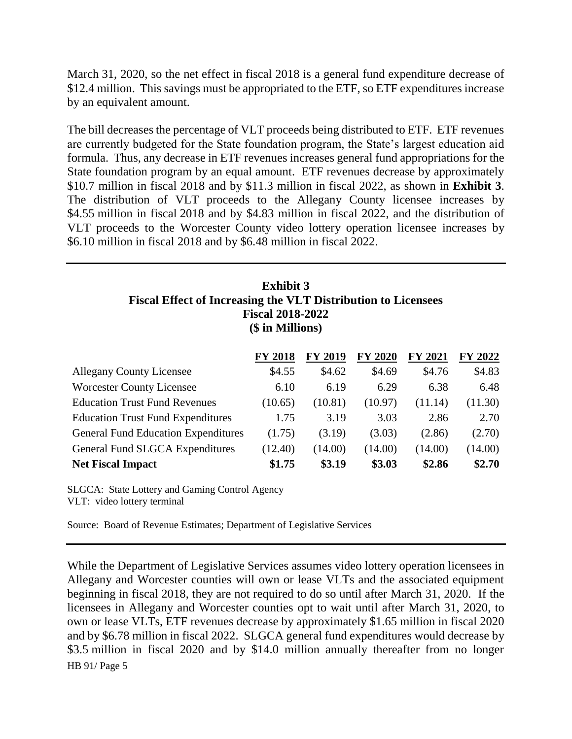March 31, 2020, so the net effect in fiscal 2018 is a general fund expenditure decrease of \$12.4 million. This savings must be appropriated to the ETF, so ETF expenditures increase by an equivalent amount.

The bill decreases the percentage of VLT proceeds being distributed to ETF. ETF revenues are currently budgeted for the State foundation program, the State's largest education aid formula. Thus, any decrease in ETF revenues increases general fund appropriations for the State foundation program by an equal amount. ETF revenues decrease by approximately \$10.7 million in fiscal 2018 and by \$11.3 million in fiscal 2022, as shown in **Exhibit 3**. The distribution of VLT proceeds to the Allegany County licensee increases by \$4.55 million in fiscal 2018 and by \$4.83 million in fiscal 2022, and the distribution of VLT proceeds to the Worcester County video lottery operation licensee increases by \$6.10 million in fiscal 2018 and by \$6.48 million in fiscal 2022.

**Exhibit 3**
**Fiscal Effect of Increasing the VLT Distribution to Licensees**
**Fiscal 2018-2022**
**(\$ in Millions)**

| | FY 2018 | FY 2019 | FY 2020 | FY 2021 | FY 2022 |
|---|---|---|---|---|---|
| Allegany County Licensee | \$4.55 | \$4.62 | \$4.69 | \$4.76 | \$4.83 |
| Worcester County Licensee | 6.10 | 6.19 | 6.29 | 6.38 | 6.48 |
| Education Trust Fund Revenues | (10.65) | (10.81) | (10.97) | (11.14) | (11.30) |
| Education Trust Fund Expenditures | 1.75 | 3.19 | 3.03 | 2.86 | 2.70 |
| General Fund Education Expenditures | (1.75) | (3.19) | (3.03) | (2.86) | (2.70) |
| General Fund SLGCA Expenditures | (12.40) | (14.00) | (14.00) | (14.00) | (14.00) |
| **Net Fiscal Impact** | **\$1.75** | **\$3.19** | **\$3.03** | **\$2.86** | **\$2.70** |

SLGCA: State Lottery and Gaming Control Agency
VLT: video lottery terminal

Source: Board of Revenue Estimates; Department of Legislative Services

While the Department of Legislative Services assumes video lottery operation licensees in Allegany and Worcester counties will own or lease VLTs and the associated equipment beginning in fiscal 2018, they are not required to do so until after March 31, 2020. If the licensees in Allegany and Worcester counties opt to wait until after March 31, 2020, to own or lease VLTs, ETF revenues decrease by approximately \$1.65 million in fiscal 2020 and by \$6.78 million in fiscal 2022. SLGCA general fund expenditures would decrease by \$3.5 million in fiscal 2020 and by \$14.0 million annually thereafter from no longer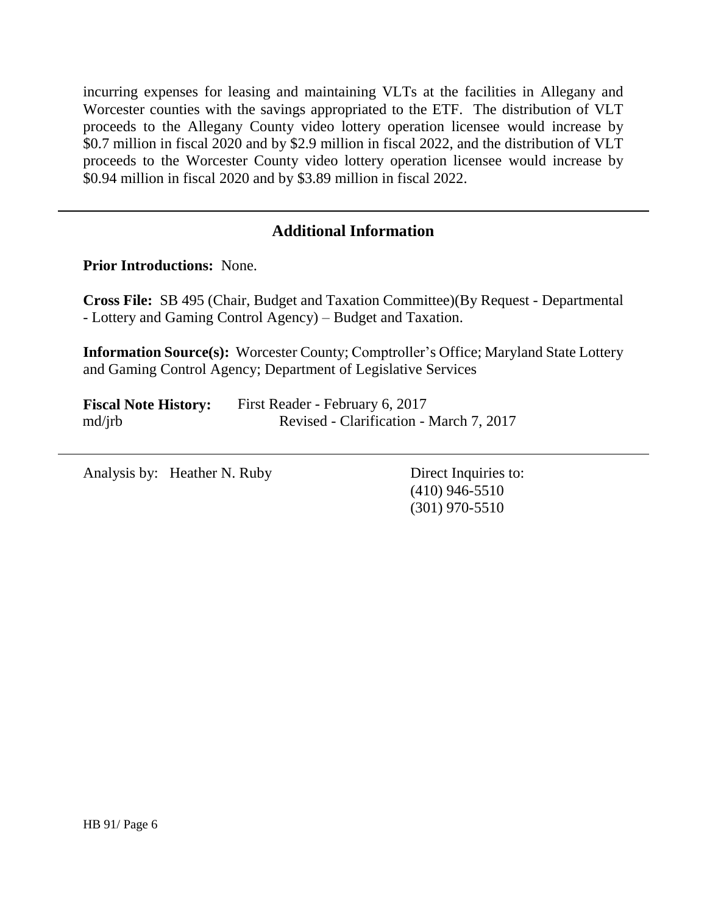incurring expenses for leasing and maintaining VLTs at the facilities in Allegany and Worcester counties with the savings appropriated to the ETF. The distribution of VLT proceeds to the Allegany County video lottery operation licensee would increase by \$0.7 million in fiscal 2020 and by \$2.9 million in fiscal 2022, and the distribution of VLT proceeds to the Worcester County video lottery operation licensee would increase by \$0.94 million in fiscal 2020 and by \$3.89 million in fiscal 2022.

---

## Additional Information

**Prior Introductions:** None.

**Cross File:** SB 495 (Chair, Budget and Taxation Committee)(By Request - Departmental - Lottery and Gaming Control Agency) – Budget and Taxation.

**Information Source(s):** Worcester County; Comptroller's Office; Maryland State Lottery and Gaming Control Agency; Department of Legislative Services

**Fiscal Note History:** First Reader - February 6, 2017
md/jrb Revised - Clarification - March 7, 2017

---

Analysis by: Heather N. Ruby

Direct Inquiries to:
(410) 946-5510
(301) 970-5510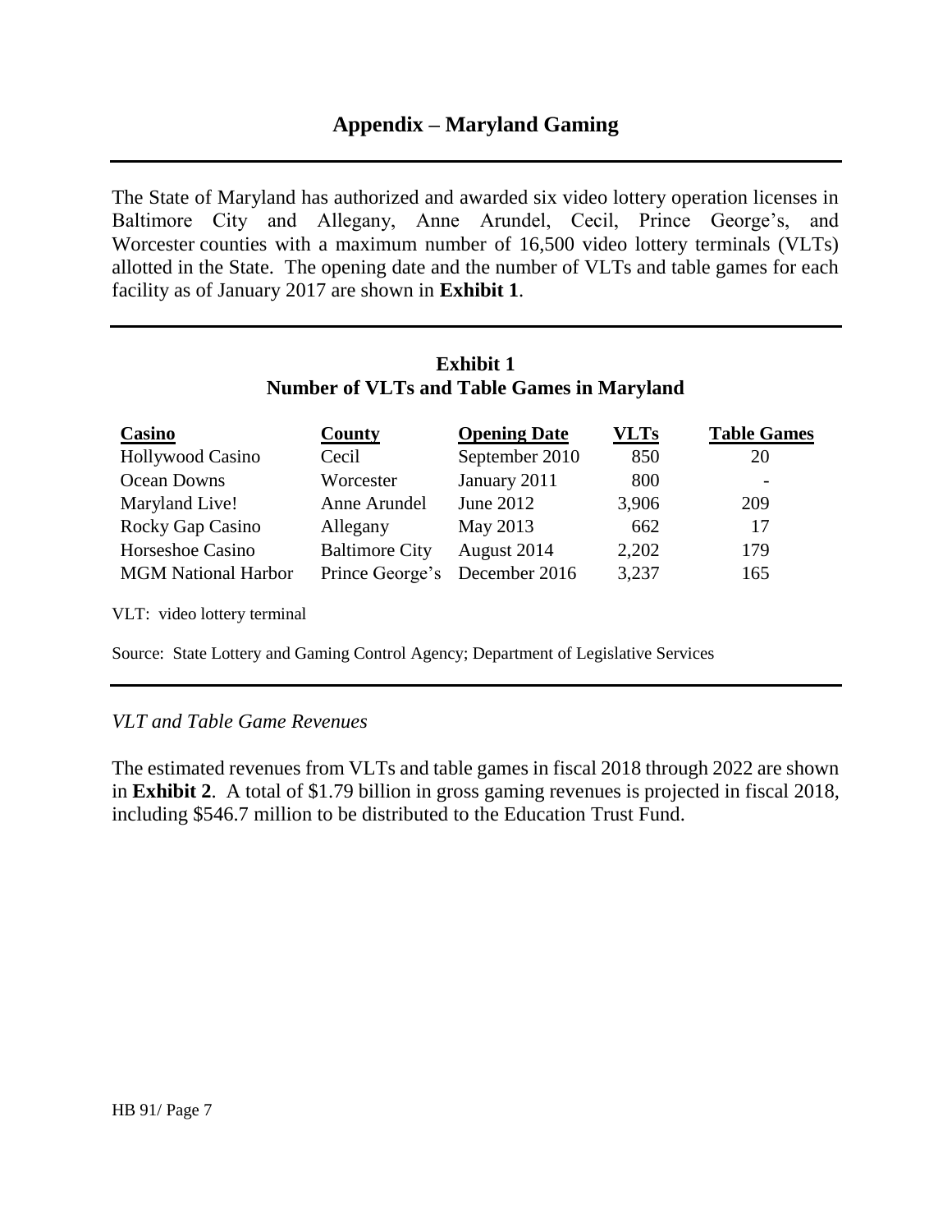## Appendix – Maryland Gaming

The State of Maryland has authorized and awarded six video lottery operation licenses in Baltimore City and Allegany, Anne Arundel, Cecil, Prince George's, and Worcester counties with a maximum number of 16,500 video lottery terminals (VLTs) allotted in the State. The opening date and the number of VLTs and table games for each facility as of January 2017 are shown in **Exhibit 1**.

**Exhibit 1**
**Number of VLTs and Table Games in Maryland**

| Casino | County | Opening Date | VLTs | Table Games |
|---|---|---|---|---|
| Hollywood Casino | Cecil | September 2010 | 850 | 20 |
| Ocean Downs | Worcester | January 2011 | 800 | - |
| Maryland Live! | Anne Arundel | June 2012 | 3,906 | 209 |
| Rocky Gap Casino | Allegany | May 2013 | 662 | 17 |
| Horseshoe Casino | Baltimore City | August 2014 | 2,202 | 179 |
| MGM National Harbor | Prince George's | December 2016 | 3,237 | 165 |

VLT: video lottery terminal

Source: State Lottery and Gaming Control Agency; Department of Legislative Services

*VLT and Table Game Revenues*

The estimated revenues from VLTs and table games in fiscal 2018 through 2022 are shown in **Exhibit 2**. A total of $1.79 billion in gross gaming revenues is projected in fiscal 2018, including $546.7 million to be distributed to the Education Trust Fund.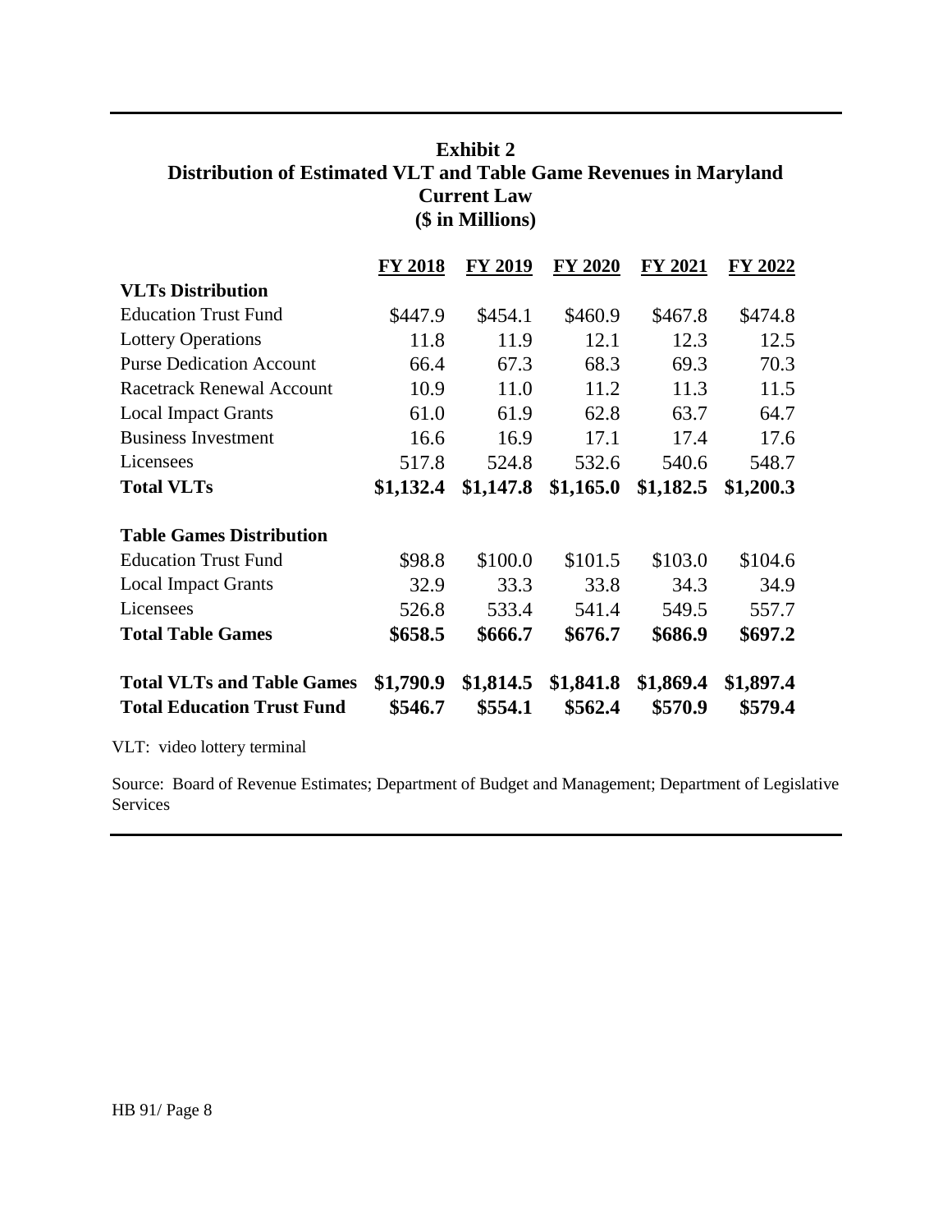**Exhibit 2**
**Distribution of Estimated VLT and Table Game Revenues in Maryland**
**Current Law**
**($ in Millions)**

| | FY 2018 | FY 2019 | FY 2020 | FY 2021 | FY 2022 |
|---|---|---|---|---|---|
| **VLTs Distribution** | | | | | |
| Education Trust Fund | $447.9 | $454.1 | $460.9 | $467.8 | $474.8 |
| Lottery Operations | 11.8 | 11.9 | 12.1 | 12.3 | 12.5 |
| Purse Dedication Account | 66.4 | 67.3 | 68.3 | 69.3 | 70.3 |
| Racetrack Renewal Account | 10.9 | 11.0 | 11.2 | 11.3 | 11.5 |
| Local Impact Grants | 61.0 | 61.9 | 62.8 | 63.7 | 64.7 |
| Business Investment | 16.6 | 16.9 | 17.1 | 17.4 | 17.6 |
| Licensees | 517.8 | 524.8 | 532.6 | 540.6 | 548.7 |
| **Total VLTs** | **$1,132.4** | **$1,147.8** | **$1,165.0** | **$1,182.5** | **$1,200.3** |
| | | | | | |
| **Table Games Distribution** | | | | | |
| Education Trust Fund | $98.8 | $100.0 | $101.5 | $103.0 | $104.6 |
| Local Impact Grants | 32.9 | 33.3 | 33.8 | 34.3 | 34.9 |
| Licensees | 526.8 | 533.4 | 541.4 | 549.5 | 557.7 |
| **Total Table Games** | **$658.5** | **$666.7** | **$676.7** | **$686.9** | **$697.2** |
| | | | | | |
| **Total VLTs and Table Games** | **$1,790.9** | **$1,814.5** | **$1,841.8** | **$1,869.4** | **$1,897.4** |
| **Total Education Trust Fund** | **$546.7** | **$554.1** | **$562.4** | **$570.9** | **$579.4** |

VLT: video lottery terminal

Source: Board of Revenue Estimates; Department of Budget and Management; Department of Legislative Services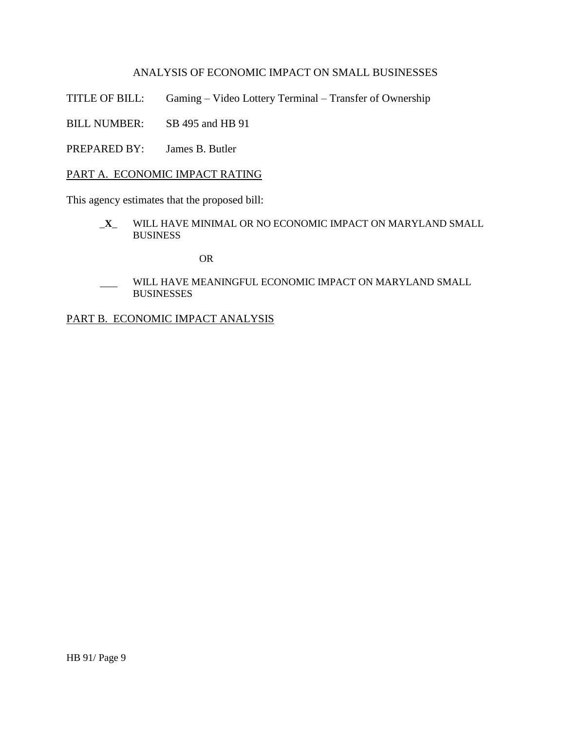# ANALYSIS OF ECONOMIC IMPACT ON SMALL BUSINESSES

TITLE OF BILL: Gaming – Video Lottery Terminal – Transfer of Ownership

BILL NUMBER: SB 495 and HB 91

PREPARED BY: James B. Butler

PART A. ECONOMIC IMPACT RATING

This agency estimates that the proposed bill:

_**X**_ WILL HAVE MINIMAL OR NO ECONOMIC IMPACT ON MARYLAND SMALL BUSINESS

OR

___ WILL HAVE MEANINGFUL ECONOMIC IMPACT ON MARYLAND SMALL BUSINESSES

PART B. ECONOMIC IMPACT ANALYSIS